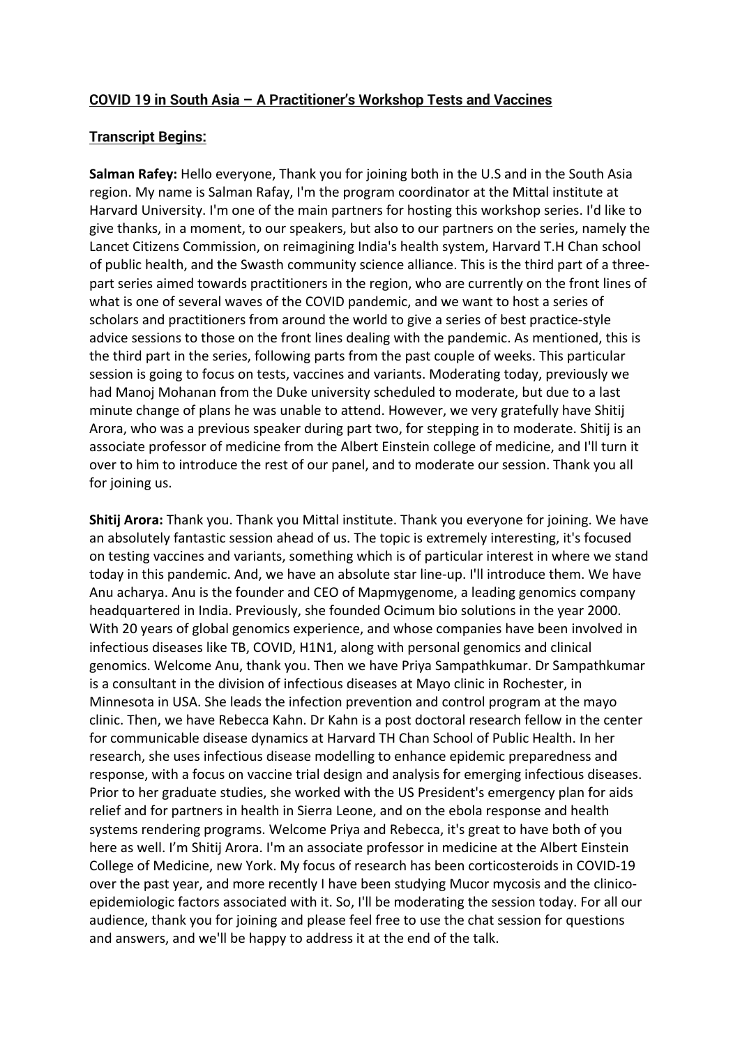**COVID 19 in South Asia – A Practitioner's Workshop Tests and Vaccines**

**Transcript Begins:**

**Salman Rafey:** Hello everyone, Thank you for joining both in the U.S and in the South Asia region. My name is Salman Rafay, I'm the program coordinator at the Mittal institute at Harvard University. I'm one of the main partners for hosting this workshop series. I'd like to give thanks, in a moment, to our speakers, but also to our partners on the series, namely the Lancet Citizens Commission, on reimagining India's health system, Harvard T.H Chan school of public health, and the Swasth community science alliance. This is the third part of a three-part series aimed towards practitioners in the region, who are currently on the front lines of what is one of several waves of the COVID pandemic, and we want to host a series of scholars and practitioners from around the world to give a series of best practice-style advice sessions to those on the front lines dealing with the pandemic. As mentioned, this is the third part in the series, following parts from the past couple of weeks. This particular session is going to focus on tests, vaccines and variants. Moderating today, previously we had Manoj Mohanan from the Duke university scheduled to moderate, but due to a last minute change of plans he was unable to attend. However, we very gratefully have Shitij Arora, who was a previous speaker during part two, for stepping in to moderate. Shitij is an associate professor of medicine from the Albert Einstein college of medicine, and I'll turn it over to him to introduce the rest of our panel, and to moderate our session. Thank you all for joining us.

**Shitij Arora:** Thank you. Thank you Mittal institute. Thank you everyone for joining. We have an absolutely fantastic session ahead of us. The topic is extremely interesting, it's focused on testing vaccines and variants, something which is of particular interest in where we stand today in this pandemic. And, we have an absolute star line-up. I'll introduce them. We have Anu acharya. Anu is the founder and CEO of Mapmygenome, a leading genomics company headquartered in India. Previously, she founded Ocimum bio solutions in the year 2000. With 20 years of global genomics experience, and whose companies have been involved in infectious diseases like TB, COVID, H1N1, along with personal genomics and clinical genomics. Welcome Anu, thank you. Then we have Priya Sampathkumar. Dr Sampathkumar is a consultant in the division of infectious diseases at Mayo clinic in Rochester, in Minnesota in USA. She leads the infection prevention and control program at the mayo clinic. Then, we have Rebecca Kahn. Dr Kahn is a post doctoral research fellow in the center for communicable disease dynamics at Harvard TH Chan School of Public Health. In her research, she uses infectious disease modelling to enhance epidemic preparedness and response, with a focus on vaccine trial design and analysis for emerging infectious diseases. Prior to her graduate studies, she worked with the US President's emergency plan for aids relief and for partners in health in Sierra Leone, and on the ebola response and health systems rendering programs. Welcome Priya and Rebecca, it's great to have both of you here as well. I'm Shitij Arora. I'm an associate professor in medicine at the Albert Einstein College of Medicine, new York. My focus of research has been corticosteroids in COVID-19 over the past year, and more recently I have been studying Mucor mycosis and the clinico-epidemiologic factors associated with it. So, I'll be moderating the session today. For all our audience, thank you for joining and please feel free to use the chat session for questions and answers, and we'll be happy to address it at the end of the talk.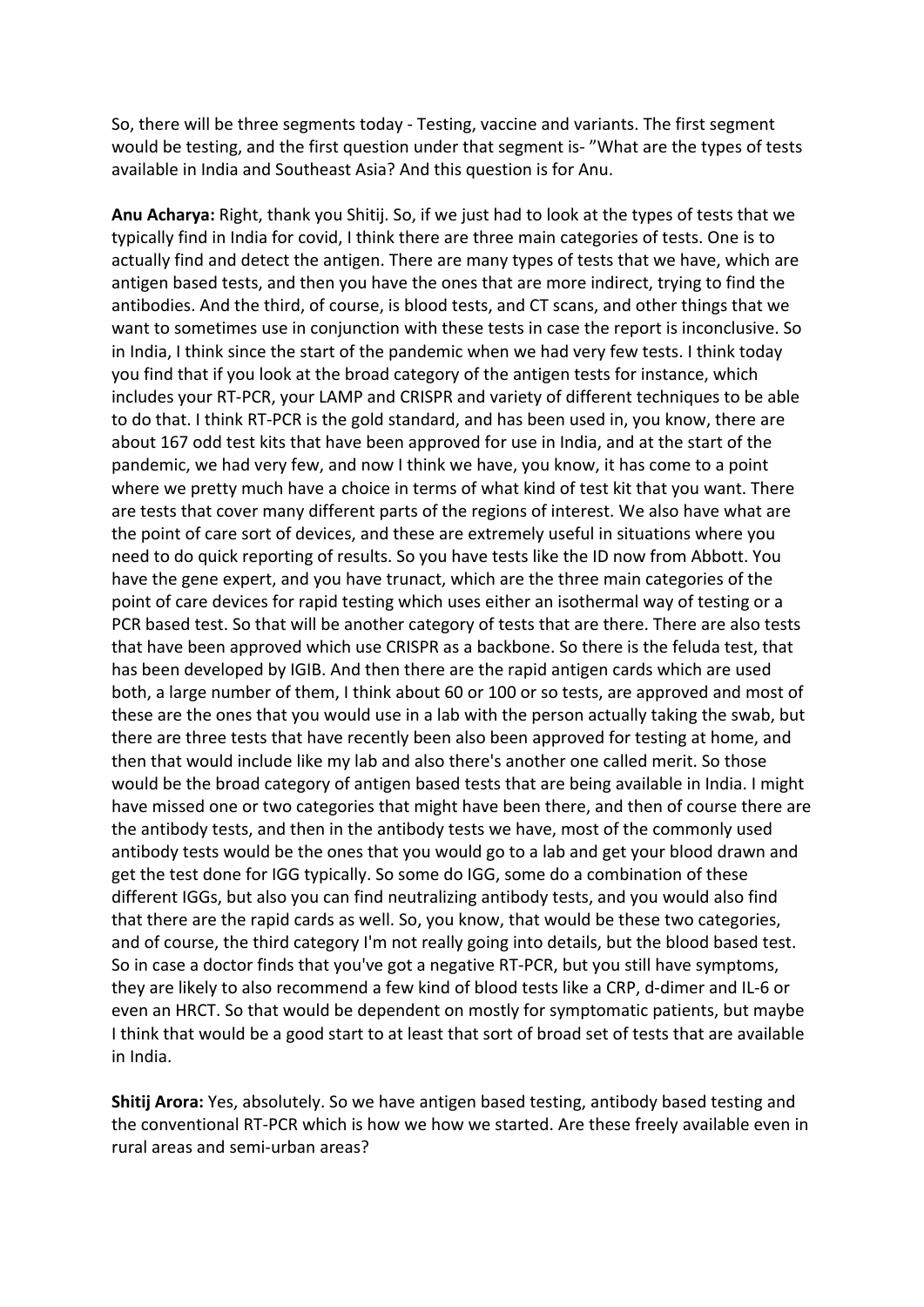So, there will be three segments today - Testing, vaccine and variants. The first segment would be testing, and the first question under that segment is- "What are the types of tests available in India and Southeast Asia? And this question is for Anu.

**Anu Acharya:** Right, thank you Shitij. So, if we just had to look at the types of tests that we typically find in India for covid, I think there are three main categories of tests. One is to actually find and detect the antigen. There are many types of tests that we have, which are antigen based tests, and then you have the ones that are more indirect, trying to find the antibodies. And the third, of course, is blood tests, and CT scans, and other things that we want to sometimes use in conjunction with these tests in case the report is inconclusive. So in India, I think since the start of the pandemic when we had very few tests. I think today you find that if you look at the broad category of the antigen tests for instance, which includes your RT-PCR, your LAMP and CRISPR and variety of different techniques to be able to do that. I think RT-PCR is the gold standard, and has been used in, you know, there are about 167 odd test kits that have been approved for use in India, and at the start of the pandemic, we had very few, and now I think we have, you know, it has come to a point where we pretty much have a choice in terms of what kind of test kit that you want. There are tests that cover many different parts of the regions of interest. We also have what are the point of care sort of devices, and these are extremely useful in situations where you need to do quick reporting of results. So you have tests like the ID now from Abbott. You have the gene expert, and you have trunact, which are the three main categories of the point of care devices for rapid testing which uses either an isothermal way of testing or a PCR based test. So that will be another category of tests that are there. There are also tests that have been approved which use CRISPR as a backbone. So there is the feluda test, that has been developed by IGIB. And then there are the rapid antigen cards which are used both, a large number of them, I think about 60 or 100 or so tests, are approved and most of these are the ones that you would use in a lab with the person actually taking the swab, but there are three tests that have recently been also been approved for testing at home, and then that would include like my lab and also there's another one called merit. So those would be the broad category of antigen based tests that are being available in India. I might have missed one or two categories that might have been there, and then of course there are the antibody tests, and then in the antibody tests we have, most of the commonly used antibody tests would be the ones that you would go to a lab and get your blood drawn and get the test done for IGG typically. So some do IGG, some do a combination of these different IGGs, but also you can find neutralizing antibody tests, and you would also find that there are the rapid cards as well. So, you know, that would be these two categories, and of course, the third category I'm not really going into details, but the blood based test. So in case a doctor finds that you've got a negative RT-PCR, but you still have symptoms, they are likely to also recommend a few kind of blood tests like a CRP, d-dimer and IL-6 or even an HRCT. So that would be dependent on mostly for symptomatic patients, but maybe I think that would be a good start to at least that sort of broad set of tests that are available in India.

**Shitij Arora:** Yes, absolutely. So we have antigen based testing, antibody based testing and the conventional RT-PCR which is how we how we started. Are these freely available even in rural areas and semi-urban areas?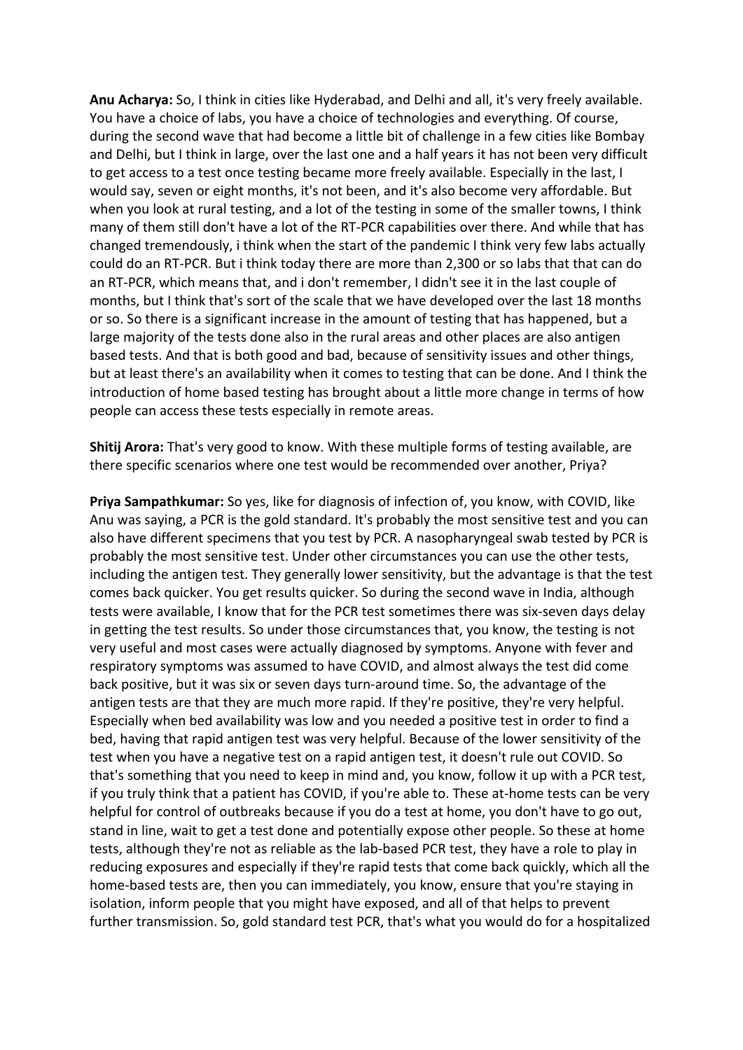**Anu Acharya:** So, I think in cities like Hyderabad, and Delhi and all, it's very freely available. You have a choice of labs, you have a choice of technologies and everything. Of course, during the second wave that had become a little bit of challenge in a few cities like Bombay and Delhi, but I think in large, over the last one and a half years it has not been very difficult to get access to a test once testing became more freely available. Especially in the last, I would say, seven or eight months, it's not been, and it's also become very affordable. But when you look at rural testing, and a lot of the testing in some of the smaller towns, I think many of them still don't have a lot of the RT-PCR capabilities over there. And while that has changed tremendously, i think when the start of the pandemic I think very few labs actually could do an RT-PCR. But i think today there are more than 2,300 or so labs that that can do an RT-PCR, which means that, and i don't remember, I didn't see it in the last couple of months, but I think that's sort of the scale that we have developed over the last 18 months or so. So there is a significant increase in the amount of testing that has happened, but a large majority of the tests done also in the rural areas and other places are also antigen based tests. And that is both good and bad, because of sensitivity issues and other things, but at least there's an availability when it comes to testing that can be done. And I think the introduction of home based testing has brought about a little more change in terms of how people can access these tests especially in remote areas.

**Shitij Arora:** That's very good to know. With these multiple forms of testing available, are there specific scenarios where one test would be recommended over another, Priya?

**Priya Sampathkumar:** So yes, like for diagnosis of infection of, you know, with COVID, like Anu was saying, a PCR is the gold standard. It's probably the most sensitive test and you can also have different specimens that you test by PCR. A nasopharyngeal swab tested by PCR is probably the most sensitive test. Under other circumstances you can use the other tests, including the antigen test. They generally lower sensitivity, but the advantage is that the test comes back quicker. You get results quicker. So during the second wave in India, although tests were available, I know that for the PCR test sometimes there was six-seven days delay in getting the test results. So under those circumstances that, you know, the testing is not very useful and most cases were actually diagnosed by symptoms. Anyone with fever and respiratory symptoms was assumed to have COVID, and almost always the test did come back positive, but it was six or seven days turn-around time. So, the advantage of the antigen tests are that they are much more rapid. If they're positive, they're very helpful. Especially when bed availability was low and you needed a positive test in order to find a bed, having that rapid antigen test was very helpful. Because of the lower sensitivity of the test when you have a negative test on a rapid antigen test, it doesn't rule out COVID. So that's something that you need to keep in mind and, you know, follow it up with a PCR test, if you truly think that a patient has COVID, if you're able to. These at-home tests can be very helpful for control of outbreaks because if you do a test at home, you don't have to go out, stand in line, wait to get a test done and potentially expose other people. So these at home tests, although they're not as reliable as the lab-based PCR test, they have a role to play in reducing exposures and especially if they're rapid tests that come back quickly, which all the home-based tests are, then you can immediately, you know, ensure that you're staying in isolation, inform people that you might have exposed, and all of that helps to prevent further transmission. So, gold standard test PCR, that's what you would do for a hospitalized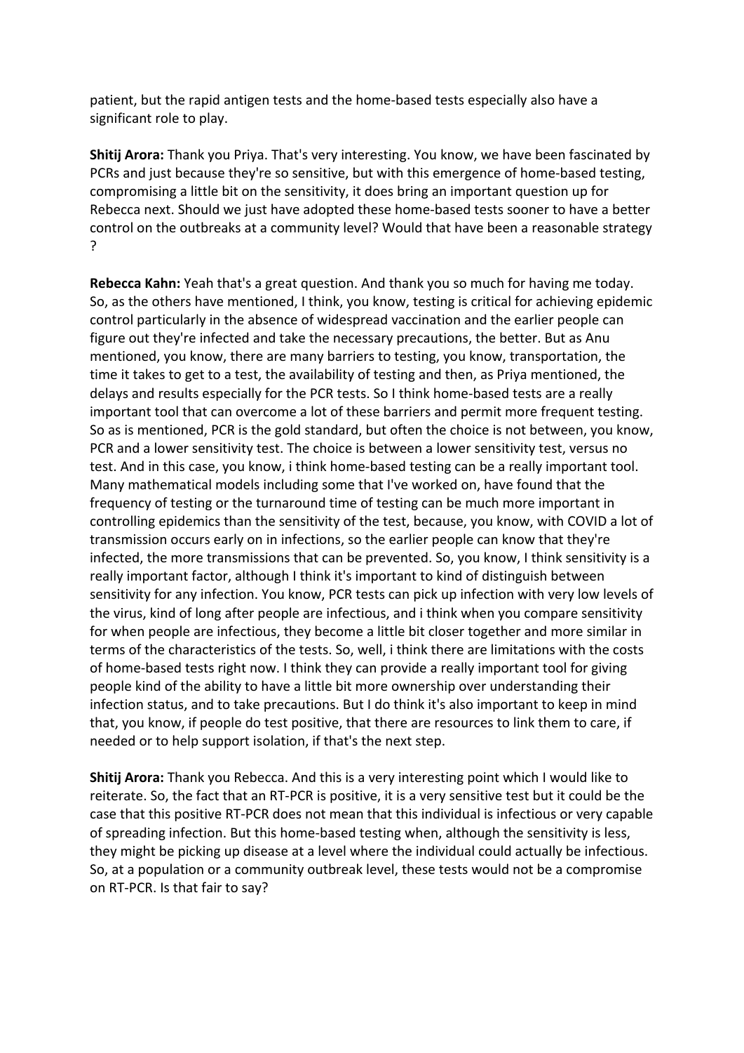patient, but the rapid antigen tests and the home-based tests especially also have a significant role to play.

**Shitij Arora:** Thank you Priya. That's very interesting. You know, we have been fascinated by PCRs and just because they're so sensitive, but with this emergence of home-based testing, compromising a little bit on the sensitivity, it does bring an important question up for Rebecca next. Should we just have adopted these home-based tests sooner to have a better control on the outbreaks at a community level? Would that have been a reasonable strategy ?

**Rebecca Kahn:** Yeah that's a great question. And thank you so much for having me today. So, as the others have mentioned, I think, you know, testing is critical for achieving epidemic control particularly in the absence of widespread vaccination and the earlier people can figure out they're infected and take the necessary precautions, the better. But as Anu mentioned, you know, there are many barriers to testing, you know, transportation, the time it takes to get to a test, the availability of testing and then, as Priya mentioned, the delays and results especially for the PCR tests. So I think home-based tests are a really important tool that can overcome a lot of these barriers and permit more frequent testing. So as is mentioned, PCR is the gold standard, but often the choice is not between, you know, PCR and a lower sensitivity test. The choice is between a lower sensitivity test, versus no test. And in this case, you know, i think home-based testing can be a really important tool. Many mathematical models including some that I've worked on, have found that the frequency of testing or the turnaround time of testing can be much more important in controlling epidemics than the sensitivity of the test, because, you know, with COVID a lot of transmission occurs early on in infections, so the earlier people can know that they're infected, the more transmissions that can be prevented. So, you know, I think sensitivity is a really important factor, although I think it's important to kind of distinguish between sensitivity for any infection. You know, PCR tests can pick up infection with very low levels of the virus, kind of long after people are infectious, and i think when you compare sensitivity for when people are infectious, they become a little bit closer together and more similar in terms of the characteristics of the tests. So, well, i think there are limitations with the costs of home-based tests right now. I think they can provide a really important tool for giving people kind of the ability to have a little bit more ownership over understanding their infection status, and to take precautions. But I do think it's also important to keep in mind that, you know, if people do test positive, that there are resources to link them to care, if needed or to help support isolation, if that's the next step.

**Shitij Arora:** Thank you Rebecca. And this is a very interesting point which I would like to reiterate. So, the fact that an RT-PCR is positive, it is a very sensitive test but it could be the case that this positive RT-PCR does not mean that this individual is infectious or very capable of spreading infection. But this home-based testing when, although the sensitivity is less, they might be picking up disease at a level where the individual could actually be infectious. So, at a population or a community outbreak level, these tests would not be a compromise on RT-PCR. Is that fair to say?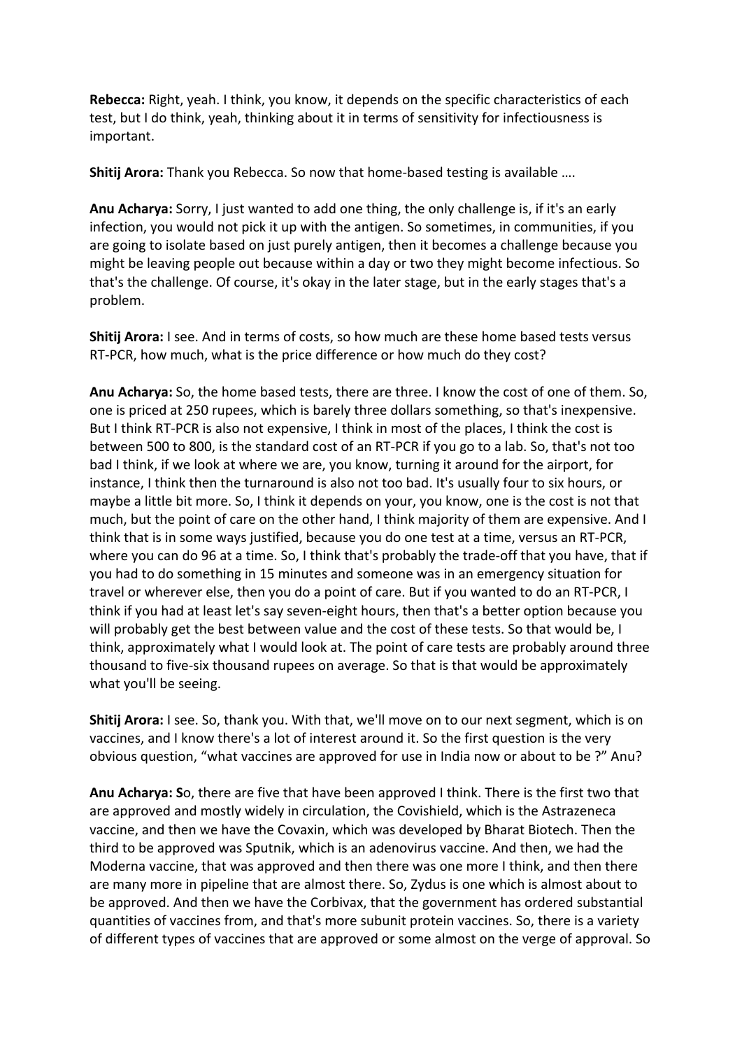**Rebecca:** Right, yeah. I think, you know, it depends on the specific characteristics of each test, but I do think, yeah, thinking about it in terms of sensitivity for infectiousness is important.

**Shitij Arora:** Thank you Rebecca. So now that home-based testing is available ….

**Anu Acharya:** Sorry, I just wanted to add one thing, the only challenge is, if it's an early infection, you would not pick it up with the antigen. So sometimes, in communities, if you are going to isolate based on just purely antigen, then it becomes a challenge because you might be leaving people out because within a day or two they might become infectious. So that's the challenge. Of course, it's okay in the later stage, but in the early stages that's a problem.

**Shitij Arora:** I see. And in terms of costs, so how much are these home based tests versus RT-PCR, how much, what is the price difference or how much do they cost?

**Anu Acharya:** So, the home based tests, there are three. I know the cost of one of them. So, one is priced at 250 rupees, which is barely three dollars something, so that's inexpensive. But I think RT-PCR is also not expensive, I think in most of the places, I think the cost is between 500 to 800, is the standard cost of an RT-PCR if you go to a lab. So, that's not too bad I think, if we look at where we are, you know, turning it around for the airport, for instance, I think then the turnaround is also not too bad. It's usually four to six hours, or maybe a little bit more. So, I think it depends on your, you know, one is the cost is not that much, but the point of care on the other hand, I think majority of them are expensive. And I think that is in some ways justified, because you do one test at a time, versus an RT-PCR, where you can do 96 at a time. So, I think that's probably the trade-off that you have, that if you had to do something in 15 minutes and someone was in an emergency situation for travel or wherever else, then you do a point of care. But if you wanted to do an RT-PCR, I think if you had at least let's say seven-eight hours, then that's a better option because you will probably get the best between value and the cost of these tests. So that would be, I think, approximately what I would look at. The point of care tests are probably around three thousand to five-six thousand rupees on average. So that is that would be approximately what you'll be seeing.

**Shitij Arora:** I see. So, thank you. With that, we'll move on to our next segment, which is on vaccines, and I know there's a lot of interest around it. So the first question is the very obvious question, "what vaccines are approved for use in India now or about to be ?" Anu?

**Anu Acharya:** So, there are five that have been approved I think. There is the first two that are approved and mostly widely in circulation, the Covishield, which is the Astrazeneca vaccine, and then we have the Covaxin, which was developed by Bharat Biotech. Then the third to be approved was Sputnik, which is an adenovirus vaccine. And then, we had the Moderna vaccine, that was approved and then there was one more I think, and then there are many more in pipeline that are almost there. So, Zydus is one which is almost about to be approved. And then we have the Corbivax, that the government has ordered substantial quantities of vaccines from, and that's more subunit protein vaccines. So, there is a variety of different types of vaccines that are approved or some almost on the verge of approval. So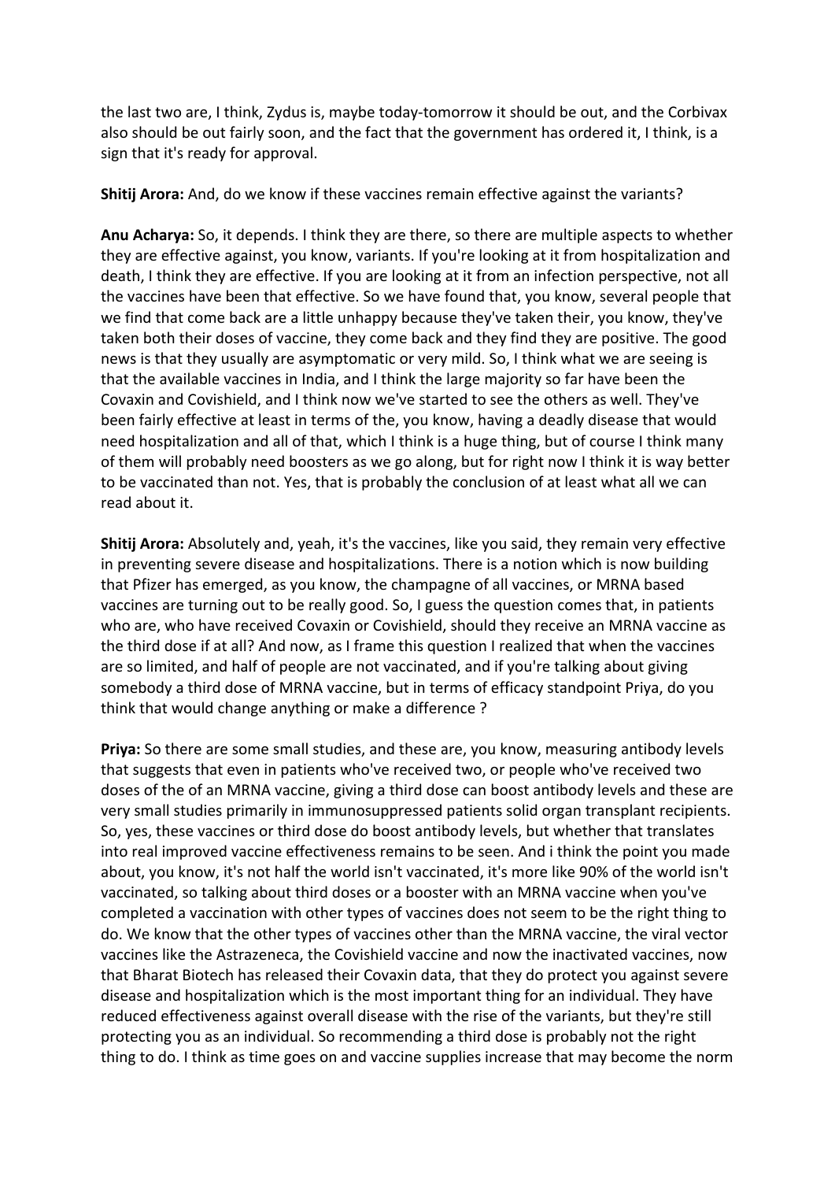the last two are, I think, Zydus is, maybe today-tomorrow it should be out, and the Corbivax also should be out fairly soon, and the fact that the government has ordered it, I think, is a sign that it's ready for approval.

**Shitij Arora:** And, do we know if these vaccines remain effective against the variants?

**Anu Acharya:** So, it depends. I think they are there, so there are multiple aspects to whether they are effective against, you know, variants. If you're looking at it from hospitalization and death, I think they are effective. If you are looking at it from an infection perspective, not all the vaccines have been that effective. So we have found that, you know, several people that we find that come back are a little unhappy because they've taken their, you know, they've taken both their doses of vaccine, they come back and they find they are positive. The good news is that they usually are asymptomatic or very mild. So, I think what we are seeing is that the available vaccines in India, and I think the large majority so far have been the Covaxin and Covishield, and I think now we've started to see the others as well. They've been fairly effective at least in terms of the, you know, having a deadly disease that would need hospitalization and all of that, which I think is a huge thing, but of course I think many of them will probably need boosters as we go along, but for right now I think it is way better to be vaccinated than not. Yes, that is probably the conclusion of at least what all we can read about it.

**Shitij Arora:** Absolutely and, yeah, it's the vaccines, like you said, they remain very effective in preventing severe disease and hospitalizations. There is a notion which is now building that Pfizer has emerged, as you know, the champagne of all vaccines, or MRNA based vaccines are turning out to be really good. So, I guess the question comes that, in patients who are, who have received Covaxin or Covishield, should they receive an MRNA vaccine as the third dose if at all? And now, as I frame this question I realized that when the vaccines are so limited, and half of people are not vaccinated, and if you're talking about giving somebody a third dose of MRNA vaccine, but in terms of efficacy standpoint Priya, do you think that would change anything or make a difference ?

**Priya:** So there are some small studies, and these are, you know, measuring antibody levels that suggests that even in patients who've received two, or people who've received two doses of the of an MRNA vaccine, giving a third dose can boost antibody levels and these are very small studies primarily in immunosuppressed patients solid organ transplant recipients. So, yes, these vaccines or third dose do boost antibody levels, but whether that translates into real improved vaccine effectiveness remains to be seen. And i think the point you made about, you know, it's not half the world isn't vaccinated, it's more like 90% of the world isn't vaccinated, so talking about third doses or a booster with an MRNA vaccine when you've completed a vaccination with other types of vaccines does not seem to be the right thing to do. We know that the other types of vaccines other than the MRNA vaccine, the viral vector vaccines like the Astrazeneca, the Covishield vaccine and now the inactivated vaccines, now that Bharat Biotech has released their Covaxin data, that they do protect you against severe disease and hospitalization which is the most important thing for an individual. They have reduced effectiveness against overall disease with the rise of the variants, but they're still protecting you as an individual. So recommending a third dose is probably not the right thing to do. I think as time goes on and vaccine supplies increase that may become the norm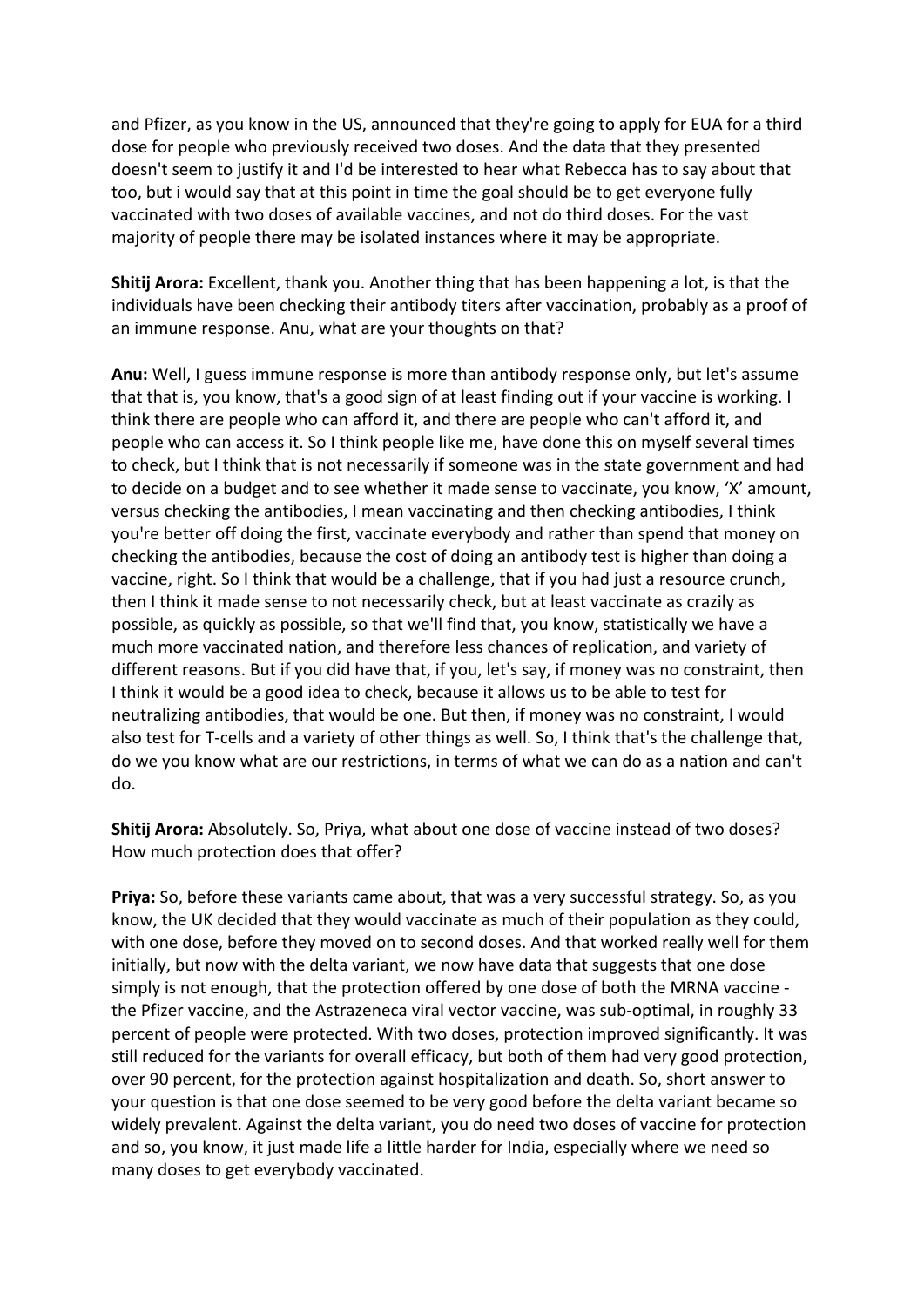and Pfizer, as you know in the US, announced that they're going to apply for EUA for a third dose for people who previously received two doses. And the data that they presented doesn't seem to justify it and I'd be interested to hear what Rebecca has to say about that too, but i would say that at this point in time the goal should be to get everyone fully vaccinated with two doses of available vaccines, and not do third doses. For the vast majority of people there may be isolated instances where it may be appropriate.

**Shitij Arora:** Excellent, thank you. Another thing that has been happening a lot, is that the individuals have been checking their antibody titers after vaccination, probably as a proof of an immune response. Anu, what are your thoughts on that?

**Anu:** Well, I guess immune response is more than antibody response only, but let's assume that that is, you know, that's a good sign of at least finding out if your vaccine is working. I think there are people who can afford it, and there are people who can't afford it, and people who can access it. So I think people like me, have done this on myself several times to check, but I think that is not necessarily if someone was in the state government and had to decide on a budget and to see whether it made sense to vaccinate, you know, 'X' amount, versus checking the antibodies, I mean vaccinating and then checking antibodies, I think you're better off doing the first, vaccinate everybody and rather than spend that money on checking the antibodies, because the cost of doing an antibody test is higher than doing a vaccine, right. So I think that would be a challenge, that if you had just a resource crunch, then I think it made sense to not necessarily check, but at least vaccinate as crazily as possible, as quickly as possible, so that we'll find that, you know, statistically we have a much more vaccinated nation, and therefore less chances of replication, and variety of different reasons. But if you did have that, if you, let's say, if money was no constraint, then I think it would be a good idea to check, because it allows us to be able to test for neutralizing antibodies, that would be one. But then, if money was no constraint, I would also test for T-cells and a variety of other things as well. So, I think that's the challenge that, do we you know what are our restrictions, in terms of what we can do as a nation and can't do.

**Shitij Arora:** Absolutely. So, Priya, what about one dose of vaccine instead of two doses? How much protection does that offer?

**Priya:** So, before these variants came about, that was a very successful strategy. So, as you know, the UK decided that they would vaccinate as much of their population as they could, with one dose, before they moved on to second doses. And that worked really well for them initially, but now with the delta variant, we now have data that suggests that one dose simply is not enough, that the protection offered by one dose of both the MRNA vaccine - the Pfizer vaccine, and the Astrazeneca viral vector vaccine, was sub-optimal, in roughly 33 percent of people were protected. With two doses, protection improved significantly. It was still reduced for the variants for overall efficacy, but both of them had very good protection, over 90 percent, for the protection against hospitalization and death. So, short answer to your question is that one dose seemed to be very good before the delta variant became so widely prevalent. Against the delta variant, you do need two doses of vaccine for protection and so, you know, it just made life a little harder for India, especially where we need so many doses to get everybody vaccinated.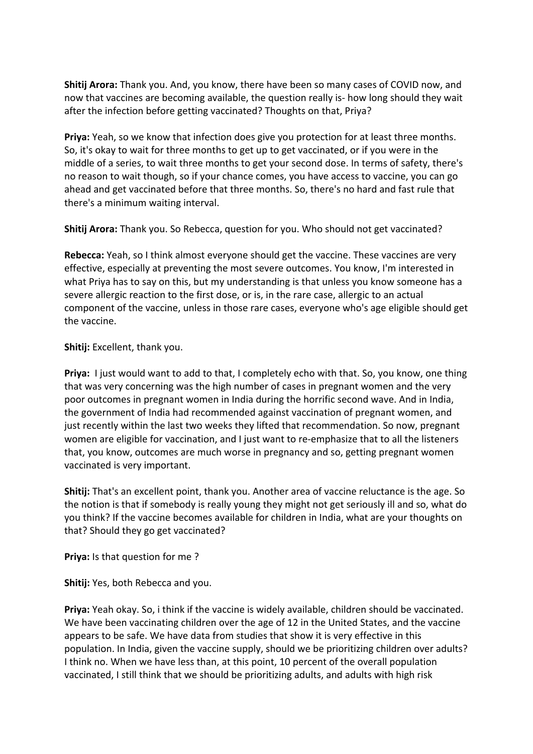**Shitij Arora:** Thank you. And, you know, there have been so many cases of COVID now, and now that vaccines are becoming available, the question really is- how long should they wait after the infection before getting vaccinated? Thoughts on that, Priya?

**Priya:** Yeah, so we know that infection does give you protection for at least three months. So, it's okay to wait for three months to get up to get vaccinated, or if you were in the middle of a series, to wait three months to get your second dose. In terms of safety, there's no reason to wait though, so if your chance comes, you have access to vaccine, you can go ahead and get vaccinated before that three months. So, there's no hard and fast rule that there's a minimum waiting interval.

**Shitij Arora:** Thank you. So Rebecca, question for you. Who should not get vaccinated?

**Rebecca:** Yeah, so I think almost everyone should get the vaccine. These vaccines are very effective, especially at preventing the most severe outcomes. You know, I'm interested in what Priya has to say on this, but my understanding is that unless you know someone has a severe allergic reaction to the first dose, or is, in the rare case, allergic to an actual component of the vaccine, unless in those rare cases, everyone who's age eligible should get the vaccine.

**Shitij:** Excellent, thank you.

**Priya:** I just would want to add to that, I completely echo with that. So, you know, one thing that was very concerning was the high number of cases in pregnant women and the very poor outcomes in pregnant women in India during the horrific second wave. And in India, the government of India had recommended against vaccination of pregnant women, and just recently within the last two weeks they lifted that recommendation. So now, pregnant women are eligible for vaccination, and I just want to re-emphasize that to all the listeners that, you know, outcomes are much worse in pregnancy and so, getting pregnant women vaccinated is very important.

**Shitij:** That's an excellent point, thank you. Another area of vaccine reluctance is the age. So the notion is that if somebody is really young they might not get seriously ill and so, what do you think? If the vaccine becomes available for children in India, what are your thoughts on that? Should they go get vaccinated?

**Priya:** Is that question for me ?

**Shitij:** Yes, both Rebecca and you.

**Priya:** Yeah okay. So, i think if the vaccine is widely available, children should be vaccinated. We have been vaccinating children over the age of 12 in the United States, and the vaccine appears to be safe. We have data from studies that show it is very effective in this population. In India, given the vaccine supply, should we be prioritizing children over adults? I think no. When we have less than, at this point, 10 percent of the overall population vaccinated, I still think that we should be prioritizing adults, and adults with high risk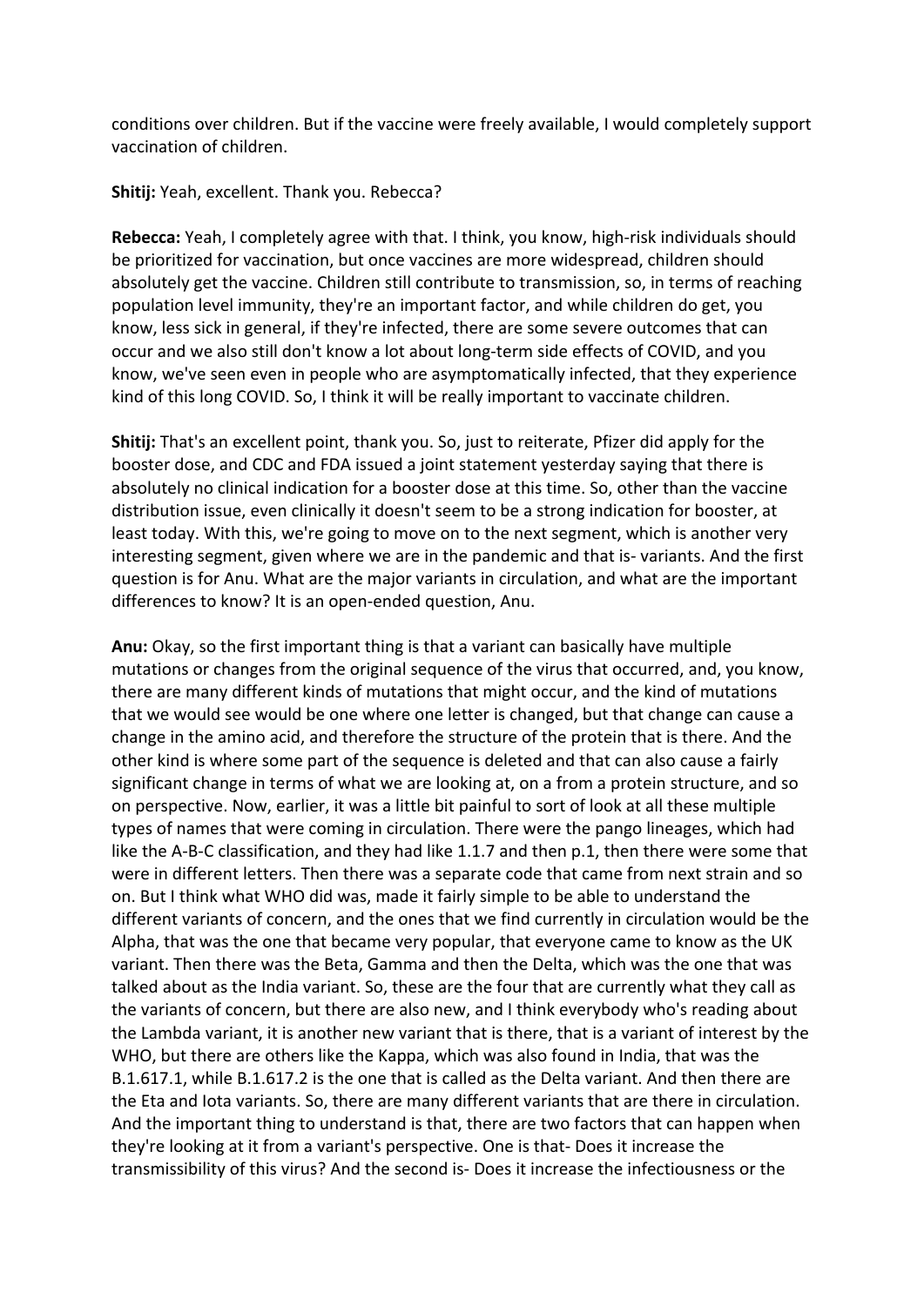conditions over children. But if the vaccine were freely available, I would completely support vaccination of children.

**Shitij:** Yeah, excellent. Thank you. Rebecca?

**Rebecca:** Yeah, I completely agree with that. I think, you know, high-risk individuals should be prioritized for vaccination, but once vaccines are more widespread, children should absolutely get the vaccine. Children still contribute to transmission, so, in terms of reaching population level immunity, they're an important factor, and while children do get, you know, less sick in general, if they're infected, there are some severe outcomes that can occur and we also still don't know a lot about long-term side effects of COVID, and you know, we've seen even in people who are asymptomatically infected, that they experience kind of this long COVID. So, I think it will be really important to vaccinate children.

**Shitij:** That's an excellent point, thank you. So, just to reiterate, Pfizer did apply for the booster dose, and CDC and FDA issued a joint statement yesterday saying that there is absolutely no clinical indication for a booster dose at this time. So, other than the vaccine distribution issue, even clinically it doesn't seem to be a strong indication for booster, at least today. With this, we're going to move on to the next segment, which is another very interesting segment, given where we are in the pandemic and that is- variants. And the first question is for Anu. What are the major variants in circulation, and what are the important differences to know? It is an open-ended question, Anu.

**Anu:** Okay, so the first important thing is that a variant can basically have multiple mutations or changes from the original sequence of the virus that occurred, and, you know, there are many different kinds of mutations that might occur, and the kind of mutations that we would see would be one where one letter is changed, but that change can cause a change in the amino acid, and therefore the structure of the protein that is there. And the other kind is where some part of the sequence is deleted and that can also cause a fairly significant change in terms of what we are looking at, on a from a protein structure, and so on perspective. Now, earlier, it was a little bit painful to sort of look at all these multiple types of names that were coming in circulation. There were the pango lineages, which had like the A-B-C classification, and they had like 1.1.7 and then p.1, then there were some that were in different letters. Then there was a separate code that came from next strain and so on. But I think what WHO did was, made it fairly simple to be able to understand the different variants of concern, and the ones that we find currently in circulation would be the Alpha, that was the one that became very popular, that everyone came to know as the UK variant. Then there was the Beta, Gamma and then the Delta, which was the one that was talked about as the India variant. So, these are the four that are currently what they call as the variants of concern, but there are also new, and I think everybody who's reading about the Lambda variant, it is another new variant that is there, that is a variant of interest by the WHO, but there are others like the Kappa, which was also found in India, that was the B.1.617.1, while B.1.617.2 is the one that is called as the Delta variant. And then there are the Eta and Iota variants. So, there are many different variants that are there in circulation. And the important thing to understand is that, there are two factors that can happen when they're looking at it from a variant's perspective. One is that- Does it increase the transmissibility of this virus? And the second is- Does it increase the infectiousness or the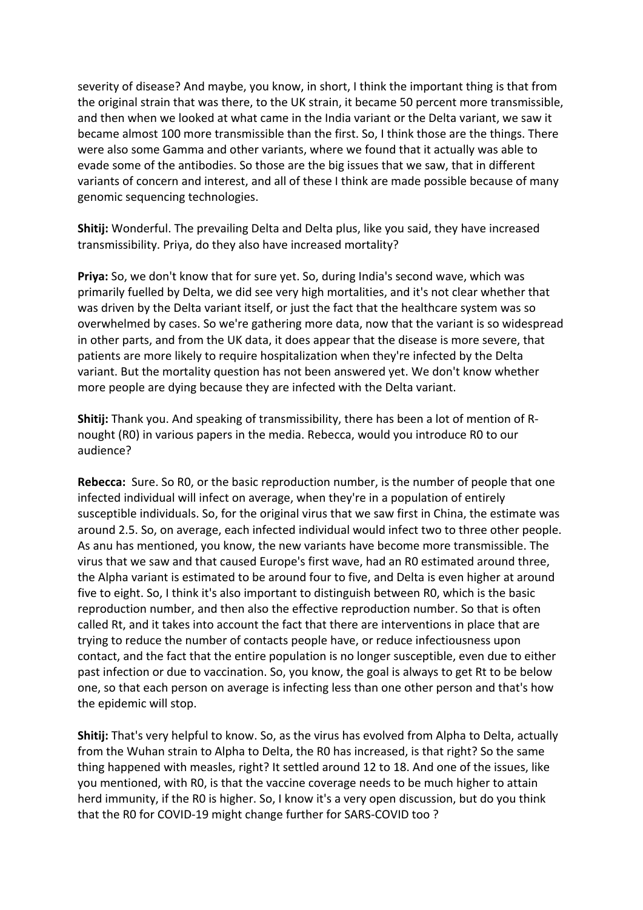severity of disease? And maybe, you know, in short, I think the important thing is that from the original strain that was there, to the UK strain, it became 50 percent more transmissible, and then when we looked at what came in the India variant or the Delta variant, we saw it became almost 100 more transmissible than the first. So, I think those are the things. There were also some Gamma and other variants, where we found that it actually was able to evade some of the antibodies. So those are the big issues that we saw, that in different variants of concern and interest, and all of these I think are made possible because of many genomic sequencing technologies.

**Shitij:** Wonderful. The prevailing Delta and Delta plus, like you said, they have increased transmissibility. Priya, do they also have increased mortality?

**Priya:** So, we don't know that for sure yet. So, during India's second wave, which was primarily fuelled by Delta, we did see very high mortalities, and it's not clear whether that was driven by the Delta variant itself, or just the fact that the healthcare system was so overwhelmed by cases. So we're gathering more data, now that the variant is so widespread in other parts, and from the UK data, it does appear that the disease is more severe, that patients are more likely to require hospitalization when they're infected by the Delta variant. But the mortality question has not been answered yet. We don't know whether more people are dying because they are infected with the Delta variant.

**Shitij:** Thank you. And speaking of transmissibility, there has been a lot of mention of R-nought (R0) in various papers in the media. Rebecca, would you introduce R0 to our audience?

**Rebecca:** Sure. So R0, or the basic reproduction number, is the number of people that one infected individual will infect on average, when they're in a population of entirely susceptible individuals. So, for the original virus that we saw first in China, the estimate was around 2.5. So, on average, each infected individual would infect two to three other people. As anu has mentioned, you know, the new variants have become more transmissible. The virus that we saw and that caused Europe's first wave, had an R0 estimated around three, the Alpha variant is estimated to be around four to five, and Delta is even higher at around five to eight. So, I think it's also important to distinguish between R0, which is the basic reproduction number, and then also the effective reproduction number. So that is often called Rt, and it takes into account the fact that there are interventions in place that are trying to reduce the number of contacts people have, or reduce infectiousness upon contact, and the fact that the entire population is no longer susceptible, even due to either past infection or due to vaccination. So, you know, the goal is always to get Rt to be below one, so that each person on average is infecting less than one other person and that's how the epidemic will stop.

**Shitij:** That's very helpful to know. So, as the virus has evolved from Alpha to Delta, actually from the Wuhan strain to Alpha to Delta, the R0 has increased, is that right? So the same thing happened with measles, right? It settled around 12 to 18. And one of the issues, like you mentioned, with R0, is that the vaccine coverage needs to be much higher to attain herd immunity, if the R0 is higher. So, I know it's a very open discussion, but do you think that the R0 for COVID-19 might change further for SARS-COVID too ?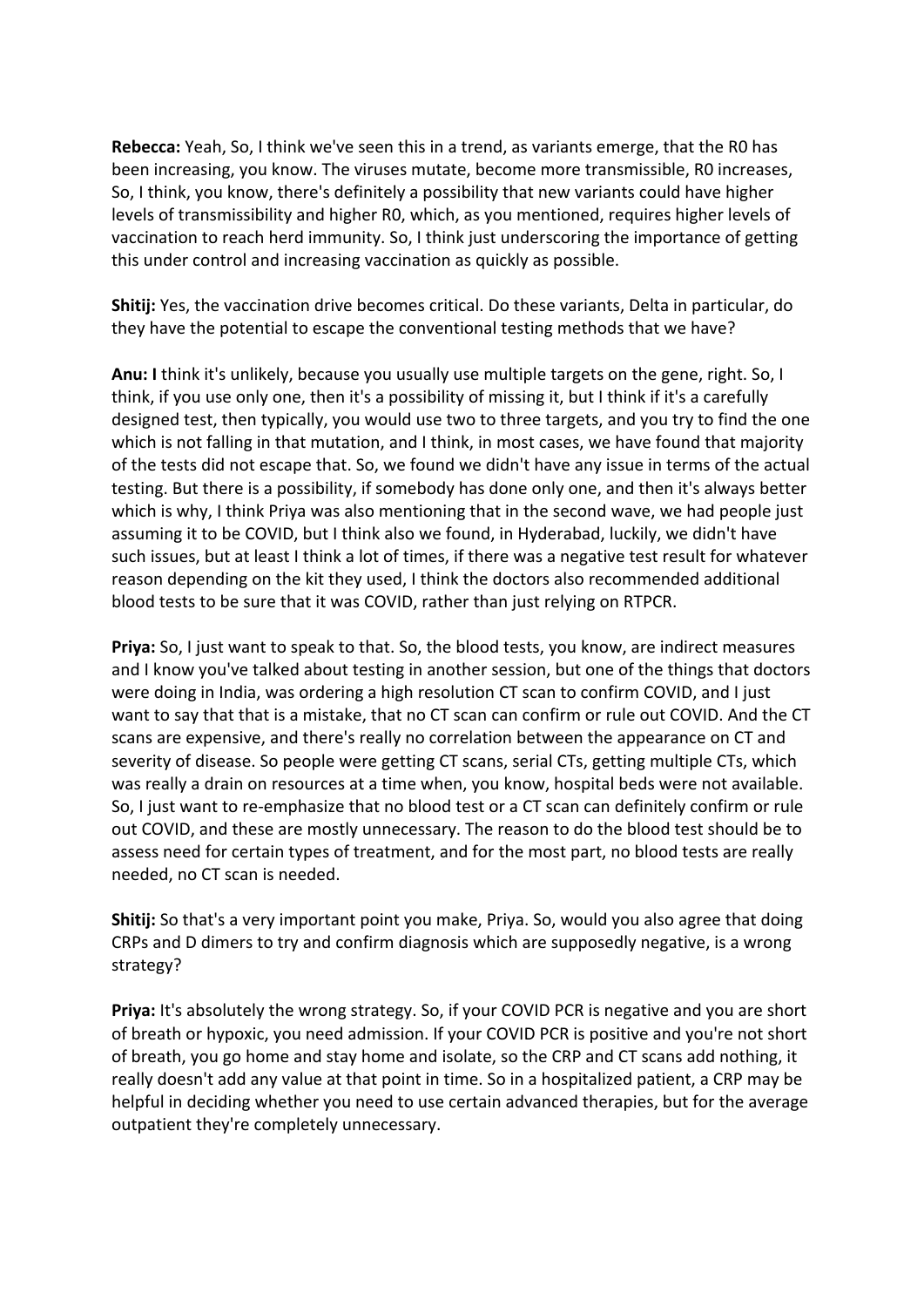**Rebecca:** Yeah, So, I think we've seen this in a trend, as variants emerge, that the R0 has been increasing, you know. The viruses mutate, become more transmissible, R0 increases, So, I think, you know, there's definitely a possibility that new variants could have higher levels of transmissibility and higher R0, which, as you mentioned, requires higher levels of vaccination to reach herd immunity. So, I think just underscoring the importance of getting this under control and increasing vaccination as quickly as possible.

**Shitij:** Yes, the vaccination drive becomes critical. Do these variants, Delta in particular, do they have the potential to escape the conventional testing methods that we have?

**Anu: I** think it's unlikely, because you usually use multiple targets on the gene, right. So, I think, if you use only one, then it's a possibility of missing it, but I think if it's a carefully designed test, then typically, you would use two to three targets, and you try to find the one which is not falling in that mutation, and I think, in most cases, we have found that majority of the tests did not escape that. So, we found we didn't have any issue in terms of the actual testing. But there is a possibility, if somebody has done only one, and then it's always better which is why, I think Priya was also mentioning that in the second wave, we had people just assuming it to be COVID, but I think also we found, in Hyderabad, luckily, we didn't have such issues, but at least I think a lot of times, if there was a negative test result for whatever reason depending on the kit they used, I think the doctors also recommended additional blood tests to be sure that it was COVID, rather than just relying on RTPCR.

**Priya:** So, I just want to speak to that. So, the blood tests, you know, are indirect measures and I know you've talked about testing in another session, but one of the things that doctors were doing in India, was ordering a high resolution CT scan to confirm COVID, and I just want to say that that is a mistake, that no CT scan can confirm or rule out COVID. And the CT scans are expensive, and there's really no correlation between the appearance on CT and severity of disease. So people were getting CT scans, serial CTs, getting multiple CTs, which was really a drain on resources at a time when, you know, hospital beds were not available. So, I just want to re-emphasize that no blood test or a CT scan can definitely confirm or rule out COVID, and these are mostly unnecessary. The reason to do the blood test should be to assess need for certain types of treatment, and for the most part, no blood tests are really needed, no CT scan is needed.

**Shitij:** So that's a very important point you make, Priya. So, would you also agree that doing CRPs and D dimers to try and confirm diagnosis which are supposedly negative, is a wrong strategy?

**Priya:** It's absolutely the wrong strategy. So, if your COVID PCR is negative and you are short of breath or hypoxic, you need admission. If your COVID PCR is positive and you're not short of breath, you go home and stay home and isolate, so the CRP and CT scans add nothing, it really doesn't add any value at that point in time. So in a hospitalized patient, a CRP may be helpful in deciding whether you need to use certain advanced therapies, but for the average outpatient they're completely unnecessary.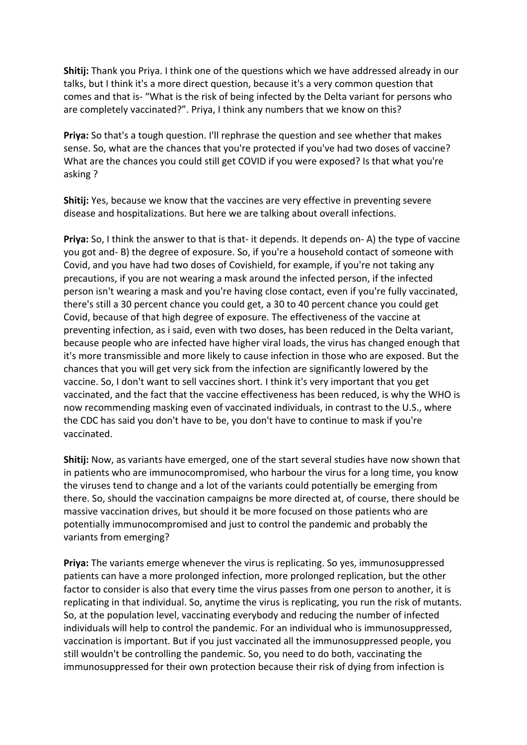**Shitij:** Thank you Priya. I think one of the questions which we have addressed already in our talks, but I think it's a more direct question, because it's a very common question that comes and that is- "What is the risk of being infected by the Delta variant for persons who are completely vaccinated?". Priya, I think any numbers that we know on this?

**Priya:** So that's a tough question. I'll rephrase the question and see whether that makes sense. So, what are the chances that you're protected if you've had two doses of vaccine? What are the chances you could still get COVID if you were exposed? Is that what you're asking ?

**Shitij:** Yes, because we know that the vaccines are very effective in preventing severe disease and hospitalizations. But here we are talking about overall infections.

**Priya:** So, I think the answer to that is that- it depends. It depends on- A) the type of vaccine you got and- B) the degree of exposure. So, if you're a household contact of someone with Covid, and you have had two doses of Covishield, for example, if you're not taking any precautions, if you are not wearing a mask around the infected person, if the infected person isn't wearing a mask and you're having close contact, even if you're fully vaccinated, there's still a 30 percent chance you could get, a 30 to 40 percent chance you could get Covid, because of that high degree of exposure. The effectiveness of the vaccine at preventing infection, as i said, even with two doses, has been reduced in the Delta variant, because people who are infected have higher viral loads, the virus has changed enough that it's more transmissible and more likely to cause infection in those who are exposed. But the chances that you will get very sick from the infection are significantly lowered by the vaccine. So, I don't want to sell vaccines short. I think it's very important that you get vaccinated, and the fact that the vaccine effectiveness has been reduced, is why the WHO is now recommending masking even of vaccinated individuals, in contrast to the U.S., where the CDC has said you don't have to be, you don't have to continue to mask if you're vaccinated.

**Shitij:** Now, as variants have emerged, one of the start several studies have now shown that in patients who are immunocompromised, who harbour the virus for a long time, you know the viruses tend to change and a lot of the variants could potentially be emerging from there. So, should the vaccination campaigns be more directed at, of course, there should be massive vaccination drives, but should it be more focused on those patients who are potentially immunocompromised and just to control the pandemic and probably the variants from emerging?

**Priya:** The variants emerge whenever the virus is replicating. So yes, immunosuppressed patients can have a more prolonged infection, more prolonged replication, but the other factor to consider is also that every time the virus passes from one person to another, it is replicating in that individual. So, anytime the virus is replicating, you run the risk of mutants. So, at the population level, vaccinating everybody and reducing the number of infected individuals will help to control the pandemic. For an individual who is immunosuppressed, vaccination is important. But if you just vaccinated all the immunosuppressed people, you still wouldn't be controlling the pandemic. So, you need to do both, vaccinating the immunosuppressed for their own protection because their risk of dying from infection is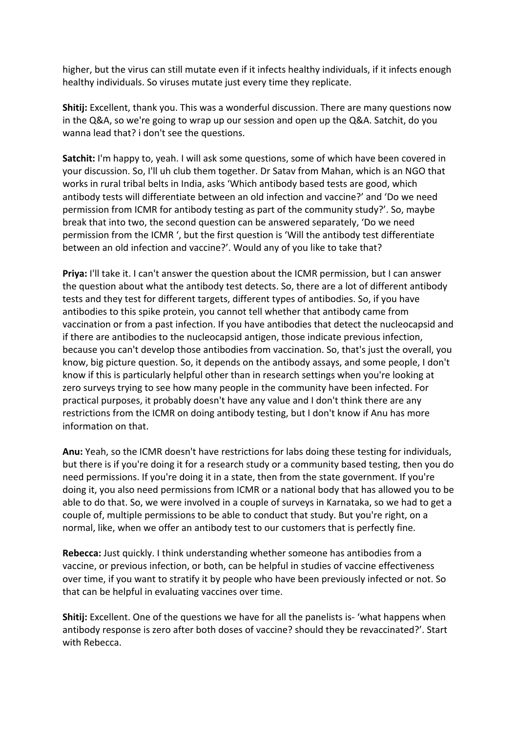higher, but the virus can still mutate even if it infects healthy individuals, if it infects enough healthy individuals. So viruses mutate just every time they replicate.

**Shitij:** Excellent, thank you. This was a wonderful discussion. There are many questions now in the Q&A, so we're going to wrap up our session and open up the Q&A. Satchit, do you wanna lead that? i don't see the questions.

**Satchit:** I'm happy to, yeah. I will ask some questions, some of which have been covered in your discussion. So, I'll uh club them together. Dr Satav from Mahan, which is an NGO that works in rural tribal belts in India, asks 'Which antibody based tests are good, which antibody tests will differentiate between an old infection and vaccine?' and 'Do we need permission from ICMR for antibody testing as part of the community study?'. So, maybe break that into two, the second question can be answered separately, 'Do we need permission from the ICMR ', but the first question is 'Will the antibody test differentiate between an old infection and vaccine?'. Would any of you like to take that?

**Priya:** I'll take it. I can't answer the question about the ICMR permission, but I can answer the question about what the antibody test detects. So, there are a lot of different antibody tests and they test for different targets, different types of antibodies. So, if you have antibodies to this spike protein, you cannot tell whether that antibody came from vaccination or from a past infection. If you have antibodies that detect the nucleocapsid and if there are antibodies to the nucleocapsid antigen, those indicate previous infection, because you can't develop those antibodies from vaccination. So, that's just the overall, you know, big picture question. So, it depends on the antibody assays, and some people, I don't know if this is particularly helpful other than in research settings when you're looking at zero surveys trying to see how many people in the community have been infected. For practical purposes, it probably doesn't have any value and I don't think there are any restrictions from the ICMR on doing antibody testing, but I don't know if Anu has more information on that.

**Anu:** Yeah, so the ICMR doesn't have restrictions for labs doing these testing for individuals, but there is if you're doing it for a research study or a community based testing, then you do need permissions. If you're doing it in a state, then from the state government. If you're doing it, you also need permissions from ICMR or a national body that has allowed you to be able to do that. So, we were involved in a couple of surveys in Karnataka, so we had to get a couple of, multiple permissions to be able to conduct that study. But you're right, on a normal, like, when we offer an antibody test to our customers that is perfectly fine.

**Rebecca:** Just quickly. I think understanding whether someone has antibodies from a vaccine, or previous infection, or both, can be helpful in studies of vaccine effectiveness over time, if you want to stratify it by people who have been previously infected or not. So that can be helpful in evaluating vaccines over time.

**Shitij:** Excellent. One of the questions we have for all the panelists is- 'what happens when antibody response is zero after both doses of vaccine? should they be revaccinated?'. Start with Rebecca.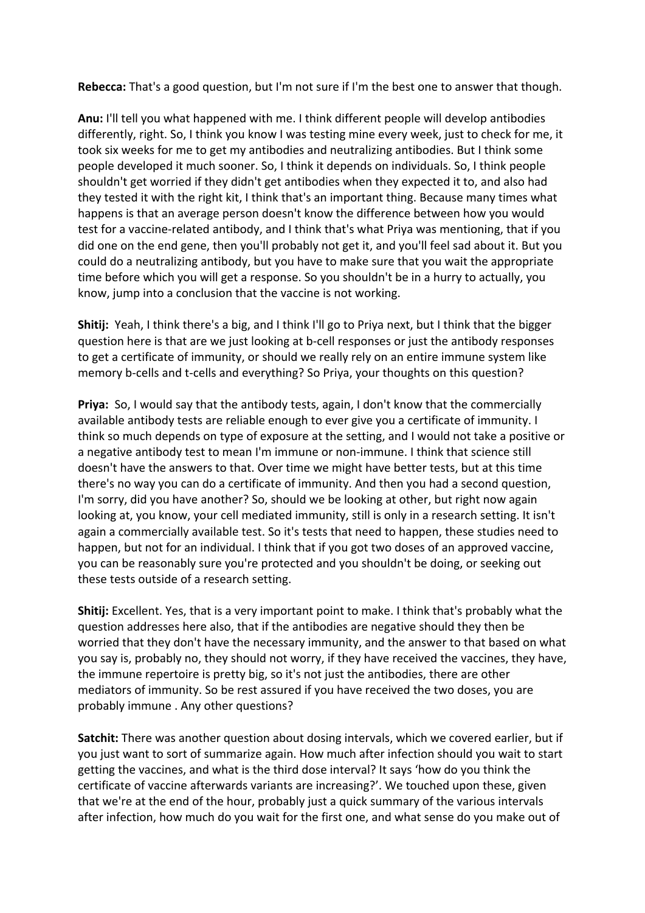**Rebecca:** That's a good question, but I'm not sure if I'm the best one to answer that though.

**Anu:** I'll tell you what happened with me. I think different people will develop antibodies differently, right. So, I think you know I was testing mine every week, just to check for me, it took six weeks for me to get my antibodies and neutralizing antibodies. But I think some people developed it much sooner. So, I think it depends on individuals. So, I think people shouldn't get worried if they didn't get antibodies when they expected it to, and also had they tested it with the right kit, I think that's an important thing. Because many times what happens is that an average person doesn't know the difference between how you would test for a vaccine-related antibody, and I think that's what Priya was mentioning, that if you did one on the end gene, then you'll probably not get it, and you'll feel sad about it. But you could do a neutralizing antibody, but you have to make sure that you wait the appropriate time before which you will get a response. So you shouldn't be in a hurry to actually, you know, jump into a conclusion that the vaccine is not working.

**Shitij:** Yeah, I think there's a big, and I think I'll go to Priya next, but I think that the bigger question here is that are we just looking at b-cell responses or just the antibody responses to get a certificate of immunity, or should we really rely on an entire immune system like memory b-cells and t-cells and everything? So Priya, your thoughts on this question?

**Priya:** So, I would say that the antibody tests, again, I don't know that the commercially available antibody tests are reliable enough to ever give you a certificate of immunity. I think so much depends on type of exposure at the setting, and I would not take a positive or a negative antibody test to mean I'm immune or non-immune. I think that science still doesn't have the answers to that. Over time we might have better tests, but at this time there's no way you can do a certificate of immunity. And then you had a second question, I'm sorry, did you have another? So, should we be looking at other, but right now again looking at, you know, your cell mediated immunity, still is only in a research setting. It isn't again a commercially available test. So it's tests that need to happen, these studies need to happen, but not for an individual. I think that if you got two doses of an approved vaccine, you can be reasonably sure you're protected and you shouldn't be doing, or seeking out these tests outside of a research setting.

**Shitij:** Excellent. Yes, that is a very important point to make. I think that's probably what the question addresses here also, that if the antibodies are negative should they then be worried that they don't have the necessary immunity, and the answer to that based on what you say is, probably no, they should not worry, if they have received the vaccines, they have, the immune repertoire is pretty big, so it's not just the antibodies, there are other mediators of immunity. So be rest assured if you have received the two doses, you are probably immune . Any other questions?

**Satchit:** There was another question about dosing intervals, which we covered earlier, but if you just want to sort of summarize again. How much after infection should you wait to start getting the vaccines, and what is the third dose interval? It says 'how do you think the certificate of vaccine afterwards variants are increasing?'. We touched upon these, given that we're at the end of the hour, probably just a quick summary of the various intervals after infection, how much do you wait for the first one, and what sense do you make out of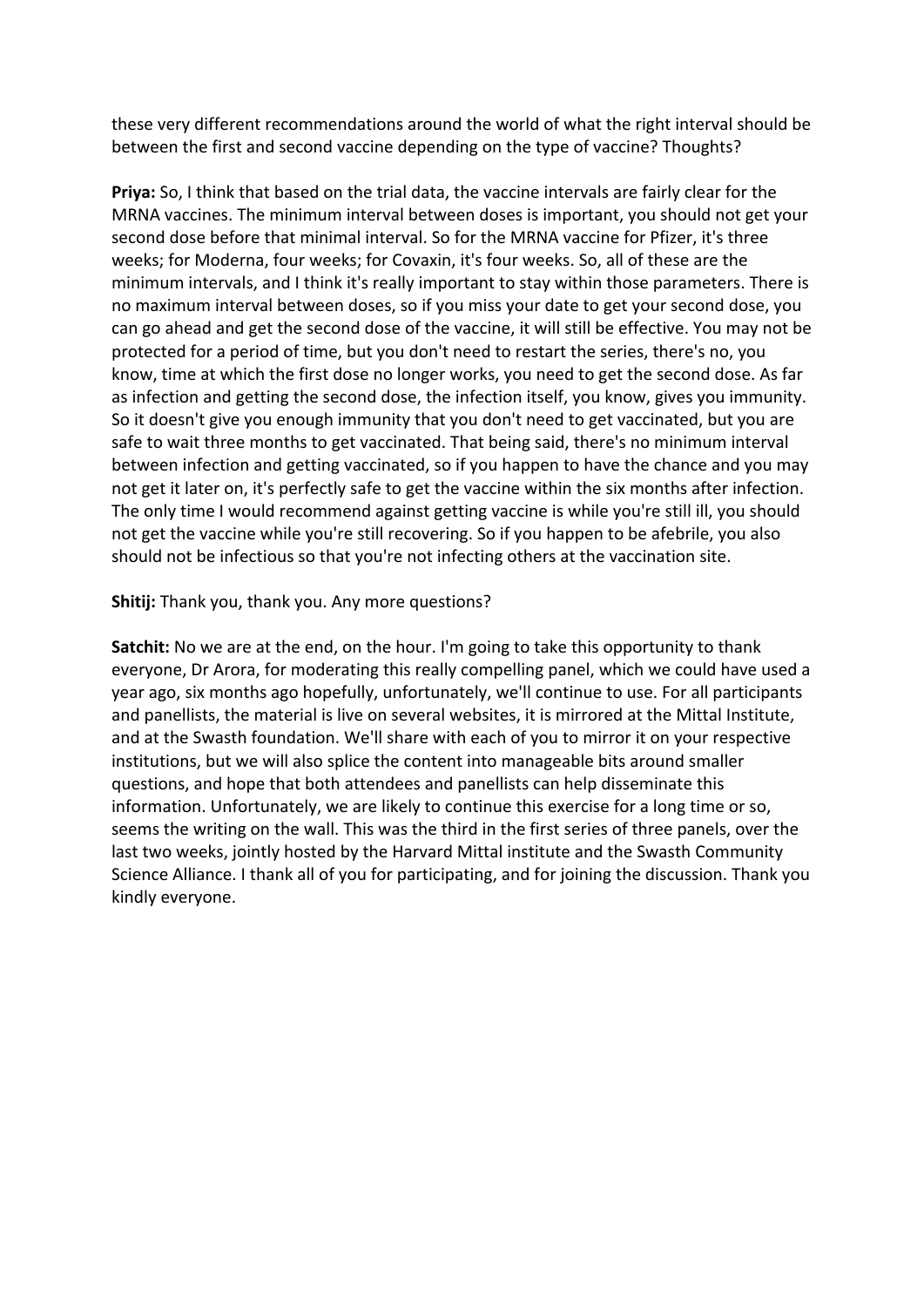these very different recommendations around the world of what the right interval should be between the first and second vaccine depending on the type of vaccine? Thoughts?

**Priya:** So, I think that based on the trial data, the vaccine intervals are fairly clear for the MRNA vaccines. The minimum interval between doses is important, you should not get your second dose before that minimal interval. So for the MRNA vaccine for Pfizer, it's three weeks; for Moderna, four weeks; for Covaxin, it's four weeks. So, all of these are the minimum intervals, and I think it's really important to stay within those parameters. There is no maximum interval between doses, so if you miss your date to get your second dose, you can go ahead and get the second dose of the vaccine, it will still be effective. You may not be protected for a period of time, but you don't need to restart the series, there's no, you know, time at which the first dose no longer works, you need to get the second dose. As far as infection and getting the second dose, the infection itself, you know, gives you immunity. So it doesn't give you enough immunity that you don't need to get vaccinated, but you are safe to wait three months to get vaccinated. That being said, there's no minimum interval between infection and getting vaccinated, so if you happen to have the chance and you may not get it later on, it's perfectly safe to get the vaccine within the six months after infection. The only time I would recommend against getting vaccine is while you're still ill, you should not get the vaccine while you're still recovering. So if you happen to be afebrile, you also should not be infectious so that you're not infecting others at the vaccination site.

**Shitij:** Thank you, thank you. Any more questions?

**Satchit:** No we are at the end, on the hour. I'm going to take this opportunity to thank everyone, Dr Arora, for moderating this really compelling panel, which we could have used a year ago, six months ago hopefully, unfortunately, we'll continue to use. For all participants and panellists, the material is live on several websites, it is mirrored at the Mittal Institute, and at the Swasth foundation. We'll share with each of you to mirror it on your respective institutions, but we will also splice the content into manageable bits around smaller questions, and hope that both attendees and panellists can help disseminate this information. Unfortunately, we are likely to continue this exercise for a long time or so, seems the writing on the wall. This was the third in the first series of three panels, over the last two weeks, jointly hosted by the Harvard Mittal institute and the Swasth Community Science Alliance. I thank all of you for participating, and for joining the discussion. Thank you kindly everyone.